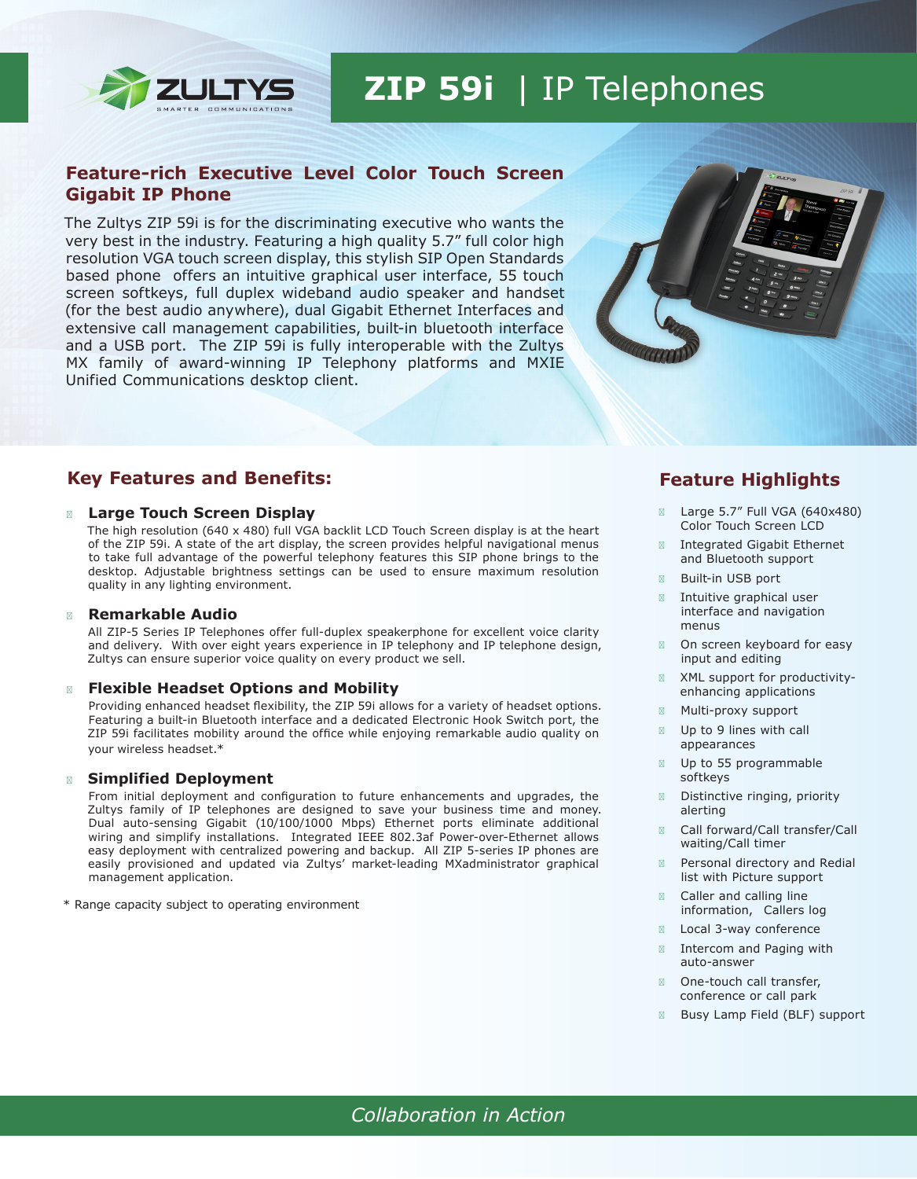ZULTYS
SMARTER COMMUNICATIONS

# ZIP 59i | IP Telephones

## Feature-rich Executive Level Color Touch Screen Gigabit IP Phone

The Zultys ZIP 59i is for the discriminating executive who wants the very best in the industry. Featuring a high quality 5.7" full color high resolution VGA touch screen display, this stylish SIP Open Standards based phone offers an intuitive graphical user interface, 55 touch screen softkeys, full duplex wideband audio speaker and handset (for the best audio anywhere), dual Gigabit Ethernet Interfaces and extensive call management capabilities, built-in bluetooth interface and a USB port. The ZIP 59i is fully interoperable with the Zultys MX family of award-winning IP Telephony platforms and MXIE Unified Communications desktop client.

## Key Features and Benefits:

- **Large Touch Screen Display**
  The high resolution (640 x 480) full VGA backlit LCD Touch Screen display is at the heart of the ZIP 59i. A state of the art display, the screen provides helpful navigational menus to take full advantage of the powerful telephony features this SIP phone brings to the desktop. Adjustable brightness settings can be used to ensure maximum resolution quality in any lighting environment.

- **Remarkable Audio**
  All ZIP-5 Series IP Telephones offer full-duplex speakerphone for excellent voice clarity and delivery. With over eight years experience in IP telephony and IP telephone design, Zultys can ensure superior voice quality on every product we sell.

- **Flexible Headset Options and Mobility**
  Providing enhanced headset flexibility, the ZIP 59i allows for a variety of headset options. Featuring a built-in Bluetooth interface and a dedicated Electronic Hook Switch port, the ZIP 59i facilitates mobility around the office while enjoying remarkable audio quality on your wireless headset.*

- **Simplified Deployment**
  From initial deployment and configuration to future enhancements and upgrades, the Zultys family of IP telephones are designed to save your business time and money. Dual auto-sensing Gigabit (10/100/1000 Mbps) Ethernet ports eliminate additional wiring and simplify installations. Integrated IEEE 802.3af Power-over-Ethernet allows easy deployment with centralized powering and backup. All ZIP 5-series IP phones are easily provisioned and updated via Zultys' market-leading MXadministrator graphical management application.

* Range capacity subject to operating environment

## Feature Highlights

- Large 5.7" Full VGA (640x480) Color Touch Screen LCD
- Integrated Gigabit Ethernet and Bluetooth support
- Built-in USB port
- Intuitive graphical user interface and navigation menus
- On screen keyboard for easy input and editing
- XML support for productivity-enhancing applications
- Multi-proxy support
- Up to 9 lines with call appearances
- Up to 55 programmable softkeys
- Distinctive ringing, priority alerting
- Call forward/Call transfer/Call waiting/Call timer
- Personal directory and Redial list with Picture support
- Caller and calling line information, Callers log
- Local 3-way conference
- Intercom and Paging with auto-answer
- One-touch call transfer, conference or call park
- Busy Lamp Field (BLF) support

*Collaboration in Action*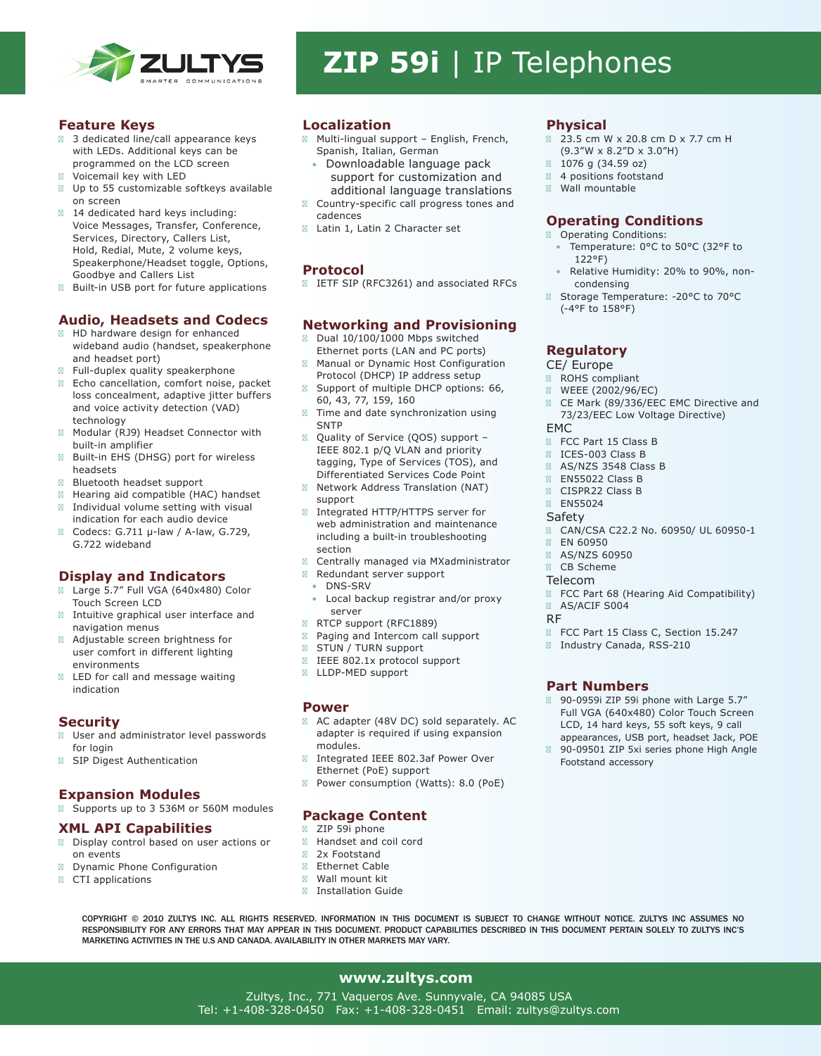# ZIP 59i | IP Telephones

## Feature Keys

- 3 dedicated line/call appearance keys with LEDs. Additional keys can be programmed on the LCD screen
- Voicemail key with LED
- Up to 55 customizable softkeys available on screen
- 14 dedicated hard keys including: Voice Messages, Transfer, Conference, Services, Directory, Callers List, Hold, Redial, Mute, 2 volume keys, Speakerphone/Headset toggle, Options, Goodbye and Callers List
- Built-in USB port for future applications

## Audio, Headsets and Codecs

- HD hardware design for enhanced wideband audio (handset, speakerphone and headset port)
- Full-duplex quality speakerphone
- Echo cancellation, comfort noise, packet loss concealment, adaptive jitter buffers and voice activity detection (VAD) technology
- Modular (RJ9) Headset Connector with built-in amplifier
- Built-in EHS (DHSG) port for wireless headsets
- Bluetooth headset support
- Hearing aid compatible (HAC) handset
- Individual volume setting with visual indication for each audio device
- Codecs: G.711 µ-law / A-law, G.729, G.722 wideband

## Display and Indicators

- Large 5.7" Full VGA (640x480) Color Touch Screen LCD
- Intuitive graphical user interface and navigation menus
- Adjustable screen brightness for user comfort in different lighting environments
- LED for call and message waiting indication

## Security

- User and administrator level passwords for login
- SIP Digest Authentication

## Expansion Modules

- Supports up to 3 536M or 560M modules

## XML API Capabilities

- Display control based on user actions or on events
- Dynamic Phone Configuration
- CTI applications

## Localization

- Multi-lingual support – English, French, Spanish, Italian, German
  - Downloadable language pack support for customization and additional language translations
- Country-specific call progress tones and cadences
- Latin 1, Latin 2 Character set

## Protocol

- IETF SIP (RFC3261) and associated RFCs

## Networking and Provisioning

- Dual 10/100/1000 Mbps switched Ethernet ports (LAN and PC ports)
- Manual or Dynamic Host Configuration Protocol (DHCP) IP address setup
- Support of multiple DHCP options: 66, 60, 43, 77, 159, 160
- Time and date synchronization using SNTP
- Quality of Service (QOS) support – IEEE 802.1 p/Q VLAN and priority tagging, Type of Services (TOS), and Differentiated Services Code Point
- Network Address Translation (NAT) support
- Integrated HTTP/HTTPS server for web administration and maintenance including a built-in troubleshooting section
- Centrally managed via MXadministrator
- Redundant server support
  - DNS-SRV
  - Local backup registrar and/or proxy server
- RTCP support (RFC1889)
- Paging and Intercom call support
- STUN / TURN support
- IEEE 802.1x protocol support
- LLDP-MED support

## Power

- AC adapter (48V DC) sold separately. AC adapter is required if using expansion modules.
- Integrated IEEE 802.3af Power Over Ethernet (PoE) support
- Power consumption (Watts): 8.0 (PoE)

## Package Content

- ZIP 59i phone
- Handset and coil cord
- 2x Footstand
- Ethernet Cable
- Wall mount kit
- Installation Guide

## Physical

- 23.5 cm W x 20.8 cm D x 7.7 cm H (9.3"W x 8.2"D x 3.0"H)
- 1076 g (34.59 oz)
- 4 positions footstand
- Wall mountable

## Operating Conditions

- Operating Conditions:
  - Temperature: 0°C to 50°C (32°F to 122°F)
  - Relative Humidity: 20% to 90%, non-condensing
- Storage Temperature: -20°C to 70°C (-4°F to 158°F)

## Regulatory

CE/ Europe

- ROHS compliant
- WEEE (2002/96/EC)
- CE Mark (89/336/EEC EMC Directive and 73/23/EEC Low Voltage Directive)

EMC

- FCC Part 15 Class B
- ICES-003 Class B
- AS/NZS 3548 Class B
- EN55022 Class B
- CISPR22 Class B
- EN55024

Safety

- CAN/CSA C22.2 No. 60950/ UL 60950-1
- EN 60950
- AS/NZS 60950
- CB Scheme

Telecom

- FCC Part 68 (Hearing Aid Compatibility)
- AS/ACIF S004

RF

- FCC Part 15 Class C, Section 15.247
- Industry Canada, RSS-210

## Part Numbers

- 90-0959i ZIP 59i phone with Large 5.7" Full VGA (640x480) Color Touch Screen LCD, 14 hard keys, 55 soft keys, 9 call appearances, USB port, headset Jack, POE
- 90-09501 ZIP 5xi series phone High Angle Footstand accessory

COPYRIGHT © 2010 ZULTYS INC. ALL RIGHTS RESERVED. INFORMATION IN THIS DOCUMENT IS SUBJECT TO CHANGE WITHOUT NOTICE. ZULTYS INC ASSUMES NO RESPONSIBILITY FOR ANY ERRORS THAT MAY APPEAR IN THIS DOCUMENT. PRODUCT CAPABILITIES DESCRIBED IN THIS DOCUMENT PERTAIN SOLELY TO ZULTYS INC'S MARKETING ACTIVITIES IN THE U.S AND CANADA. AVAILABILITY IN OTHER MARKETS MAY VARY.

**www.zultys.com**

Zultys, Inc., 771 Vaqueros Ave. Sunnyvale, CA 94085 USA
Tel: +1-408-328-0450 Fax: +1-408-328-0451 Email: zultys@zultys.com